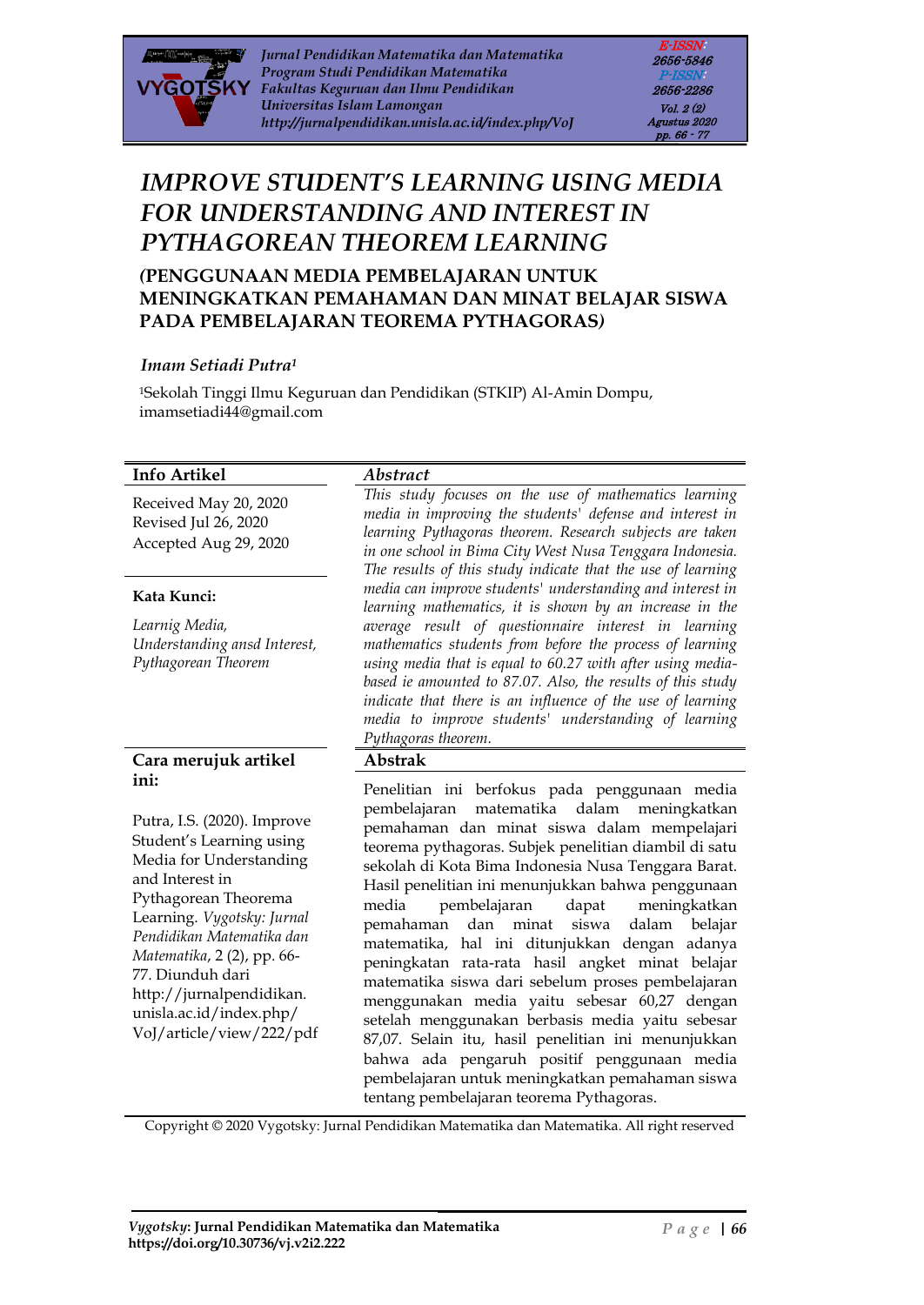# IMPROVE STUDENT'S LEARNING USING MEDIA FOR UNDERSTANDING AND INTEREST IN PYTHAGOREAN THEOREM LEARNING

## (PENGGUNAAN MEDIA PEMBELAJARAN UNTUK MENINGKATKAN PEMAHAMAN DAN MINAT BELAJAR SISWA PADA PEMBELAJARAN TEOREMA PYTHAGORAS)

*Imam Setiadi Putra[1]*

[1]Sekolah Tinggi Ilmu Keguruan dan Pendidikan (STKIP) Al-Amin Dompu, imamsetiadi44@gmail.com

**Info Artikel**

Received May 20, 2020
Revised Jul 26, 2020
Accepted Aug 29, 2020

**Kata Kunci:**

*Learnig Media, Understanding ansd Interest, Pythagorean Theorem*

**Cara merujuk artikel ini:**

Putra, I.S. (2020). Improve Student's Learning using Media for Understanding and Interest in Pythagorean Theorema Learning. *Vygotsky: Jurnal Pendidikan Matematika dan Matematika*, 2 (2), pp. 66-77. Diunduh dari http://jurnalpendidikan.unisla.ac.id/index.php/VoJ/article/view/222/pdf

***Abstract***

*This study focuses on the use of mathematics learning media in improving the students' defense and interest in learning Pythagoras theorem. Research subjects are taken in one school in Bima City West Nusa Tenggara Indonesia. The results of this study indicate that the use of learning media can improve students' understanding and interest in learning mathematics, it is shown by an increase in the average result of questionnaire interest in learning mathematics students from before the process of learning using media that is equal to 60.27 with after using media-based ie amounted to 87.07. Also, the results of this study indicate that there is an influence of the use of learning media to improve students' understanding of learning Pythagoras theorem.*

**Abstrak**

Penelitian ini berfokus pada penggunaan media pembelajaran matematika dalam meningkatkan pemahaman dan minat siswa dalam mempelajari teorema pythagoras. Subjek penelitian diambil di satu sekolah di Kota Bima Indonesia Nusa Tenggara Barat. Hasil penelitian ini menunjukkan bahwa penggunaan media pembelajaran dapat meningkatkan pemahaman dan minat siswa dalam belajar matematika, hal ini ditunjukkan dengan adanya peningkatan rata-rata hasil angket minat belajar matematika siswa dari sebelum proses pembelajaran menggunakan media yaitu sebesar 60,27 dengan setelah menggunakan berbasis media yaitu sebesar 87,07. Selain itu, hasil penelitian ini menunjukkan bahwa ada pengaruh positif penggunaan media pembelajaran untuk meningkatkan pemahaman siswa tentang pembelajaran teorema Pythagoras.

Copyright © 2020 Vygotsky: Jurnal Pendidikan Matematika dan Matematika. All right reserved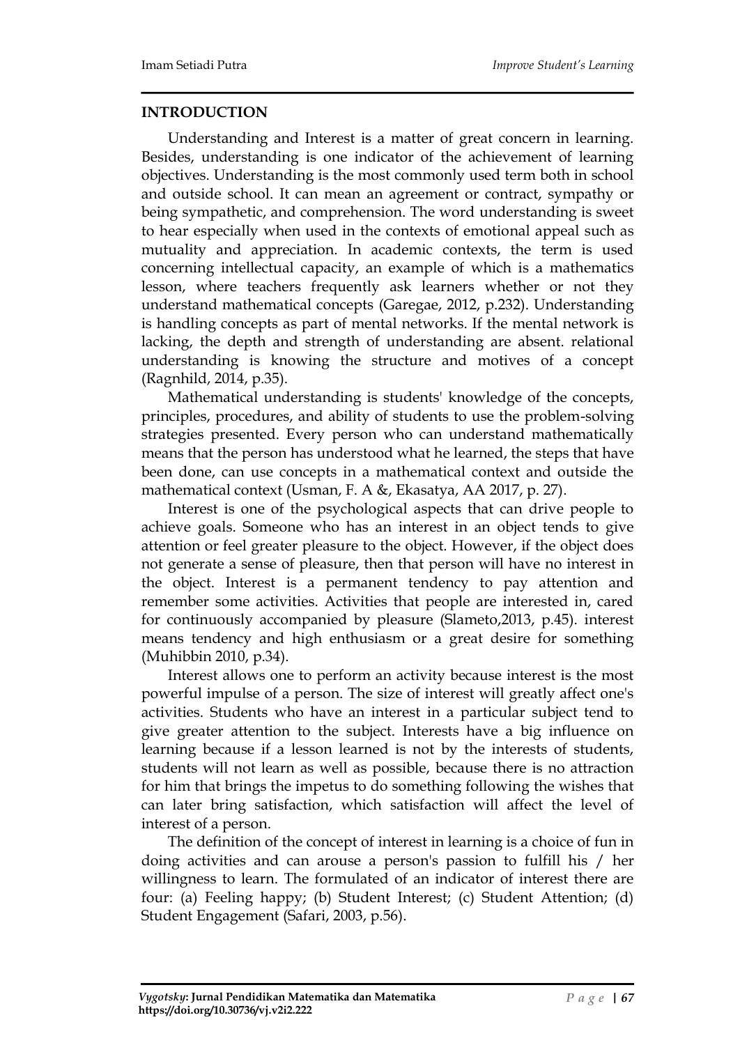## INTRODUCTION

Understanding and Interest is a matter of great concern in learning. Besides, understanding is one indicator of the achievement of learning objectives. Understanding is the most commonly used term both in school and outside school. It can mean an agreement or contract, sympathy or being sympathetic, and comprehension. The word understanding is sweet to hear especially when used in the contexts of emotional appeal such as mutuality and appreciation. In academic contexts, the term is used concerning intellectual capacity, an example of which is a mathematics lesson, where teachers frequently ask learners whether or not they understand mathematical concepts (Garegae, 2012, p.232). Understanding is handling concepts as part of mental networks. If the mental network is lacking, the depth and strength of understanding are absent. relational understanding is knowing the structure and motives of a concept (Ragnhild, 2014, p.35).

Mathematical understanding is students' knowledge of the concepts, principles, procedures, and ability of students to use the problem-solving strategies presented. Every person who can understand mathematically means that the person has understood what he learned, the steps that have been done, can use concepts in a mathematical context and outside the mathematical context (Usman, F. A &, Ekasatya, AA 2017, p. 27).

Interest is one of the psychological aspects that can drive people to achieve goals. Someone who has an interest in an object tends to give attention or feel greater pleasure to the object. However, if the object does not generate a sense of pleasure, then that person will have no interest in the object. Interest is a permanent tendency to pay attention and remember some activities. Activities that people are interested in, cared for continuously accompanied by pleasure (Slameto,2013, p.45). interest means tendency and high enthusiasm or a great desire for something (Muhibbin 2010, p.34).

Interest allows one to perform an activity because interest is the most powerful impulse of a person. The size of interest will greatly affect one's activities. Students who have an interest in a particular subject tend to give greater attention to the subject. Interests have a big influence on learning because if a lesson learned is not by the interests of students, students will not learn as well as possible, because there is no attraction for him that brings the impetus to do something following the wishes that can later bring satisfaction, which satisfaction will affect the level of interest of a person.

The definition of the concept of interest in learning is a choice of fun in doing activities and can arouse a person's passion to fulfill his / her willingness to learn. The formulated of an indicator of interest there are four: (a) Feeling happy; (b) Student Interest; (c) Student Attention; (d) Student Engagement (Safari, 2003, p.56).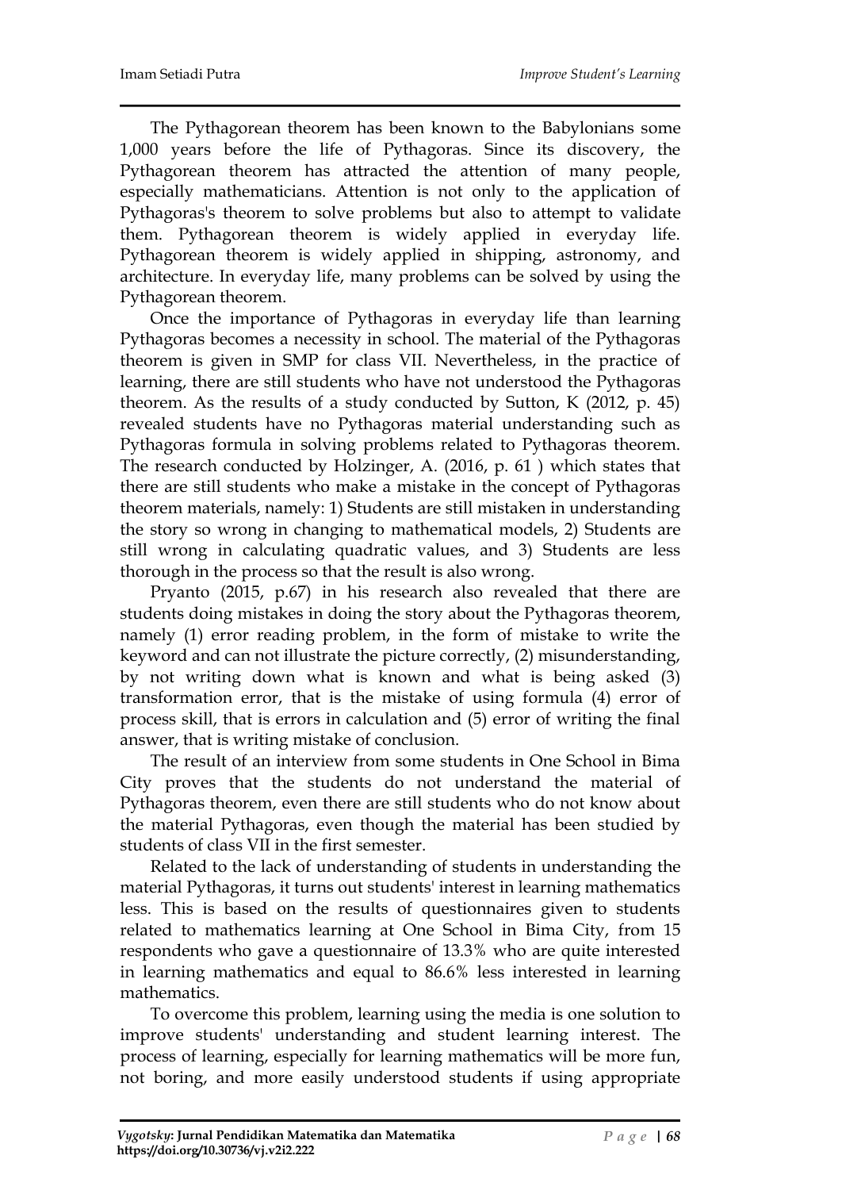The Pythagorean theorem has been known to the Babylonians some 1,000 years before the life of Pythagoras. Since its discovery, the Pythagorean theorem has attracted the attention of many people, especially mathematicians. Attention is not only to the application of Pythagoras's theorem to solve problems but also to attempt to validate them. Pythagorean theorem is widely applied in everyday life. Pythagorean theorem is widely applied in shipping, astronomy, and architecture. In everyday life, many problems can be solved by using the Pythagorean theorem.

Once the importance of Pythagoras in everyday life than learning Pythagoras becomes a necessity in school. The material of the Pythagoras theorem is given in SMP for class VII. Nevertheless, in the practice of learning, there are still students who have not understood the Pythagoras theorem. As the results of a study conducted by Sutton, K (2012, p. 45) revealed students have no Pythagoras material understanding such as Pythagoras formula in solving problems related to Pythagoras theorem. The research conducted by Holzinger, A. (2016, p. 61 ) which states that there are still students who make a mistake in the concept of Pythagoras theorem materials, namely: 1) Students are still mistaken in understanding the story so wrong in changing to mathematical models, 2) Students are still wrong in calculating quadratic values, and 3) Students are less thorough in the process so that the result is also wrong.

Pryanto (2015, p.67) in his research also revealed that there are students doing mistakes in doing the story about the Pythagoras theorem, namely (1) error reading problem, in the form of mistake to write the keyword and can not illustrate the picture correctly, (2) misunderstanding, by not writing down what is known and what is being asked (3) transformation error, that is the mistake of using formula (4) error of process skill, that is errors in calculation and (5) error of writing the final answer, that is writing mistake of conclusion.

The result of an interview from some students in One School in Bima City proves that the students do not understand the material of Pythagoras theorem, even there are still students who do not know about the material Pythagoras, even though the material has been studied by students of class VII in the first semester.

Related to the lack of understanding of students in understanding the material Pythagoras, it turns out students' interest in learning mathematics less. This is based on the results of questionnaires given to students related to mathematics learning at One School in Bima City, from 15 respondents who gave a questionnaire of 13.3% who are quite interested in learning mathematics and equal to 86.6% less interested in learning mathematics.

To overcome this problem, learning using the media is one solution to improve students' understanding and student learning interest. The process of learning, especially for learning mathematics will be more fun, not boring, and more easily understood students if using appropriate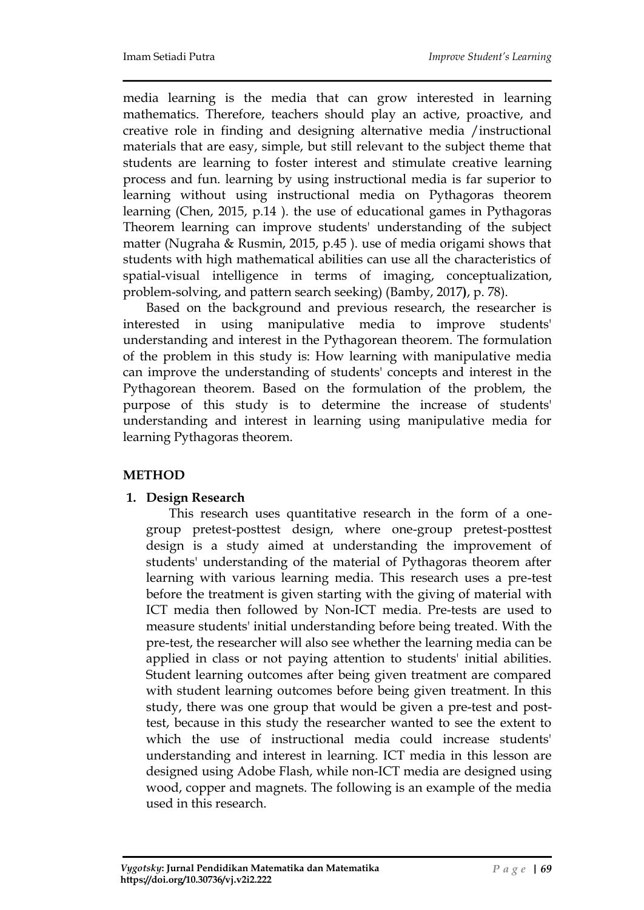media learning is the media that can grow interested in learning mathematics. Therefore, teachers should play an active, proactive, and creative role in finding and designing alternative media /instructional materials that are easy, simple, but still relevant to the subject theme that students are learning to foster interest and stimulate creative learning process and fun. learning by using instructional media is far superior to learning without using instructional media on Pythagoras theorem learning (Chen, 2015, p.14 ). the use of educational games in Pythagoras Theorem learning can improve students' understanding of the subject matter (Nugraha & Rusmin, 2015, p.45 ). use of media origami shows that students with high mathematical abilities can use all the characteristics of spatial-visual intelligence in terms of imaging, conceptualization, problem-solving, and pattern search seeking) (Bamby, 2017**)**, p. 78).

Based on the background and previous research, the researcher is interested in using manipulative media to improve students' understanding and interest in the Pythagorean theorem. The formulation of the problem in this study is: How learning with manipulative media can improve the understanding of students' concepts and interest in the Pythagorean theorem. Based on the formulation of the problem, the purpose of this study is to determine the increase of students' understanding and interest in learning using manipulative media for learning Pythagoras theorem.

## METHOD

### 1. Design Research

This research uses quantitative research in the form of a one-group pretest-posttest design, where one-group pretest-posttest design is a study aimed at understanding the improvement of students' understanding of the material of Pythagoras theorem after learning with various learning media. This research uses a pre-test before the treatment is given starting with the giving of material with ICT media then followed by Non-ICT media. Pre-tests are used to measure students' initial understanding before being treated. With the pre-test, the researcher will also see whether the learning media can be applied in class or not paying attention to students' initial abilities. Student learning outcomes after being given treatment are compared with student learning outcomes before being given treatment. In this study, there was one group that would be given a pre-test and post-test, because in this study the researcher wanted to see the extent to which the use of instructional media could increase students' understanding and interest in learning. ICT media in this lesson are designed using Adobe Flash, while non-ICT media are designed using wood, copper and magnets. The following is an example of the media used in this research.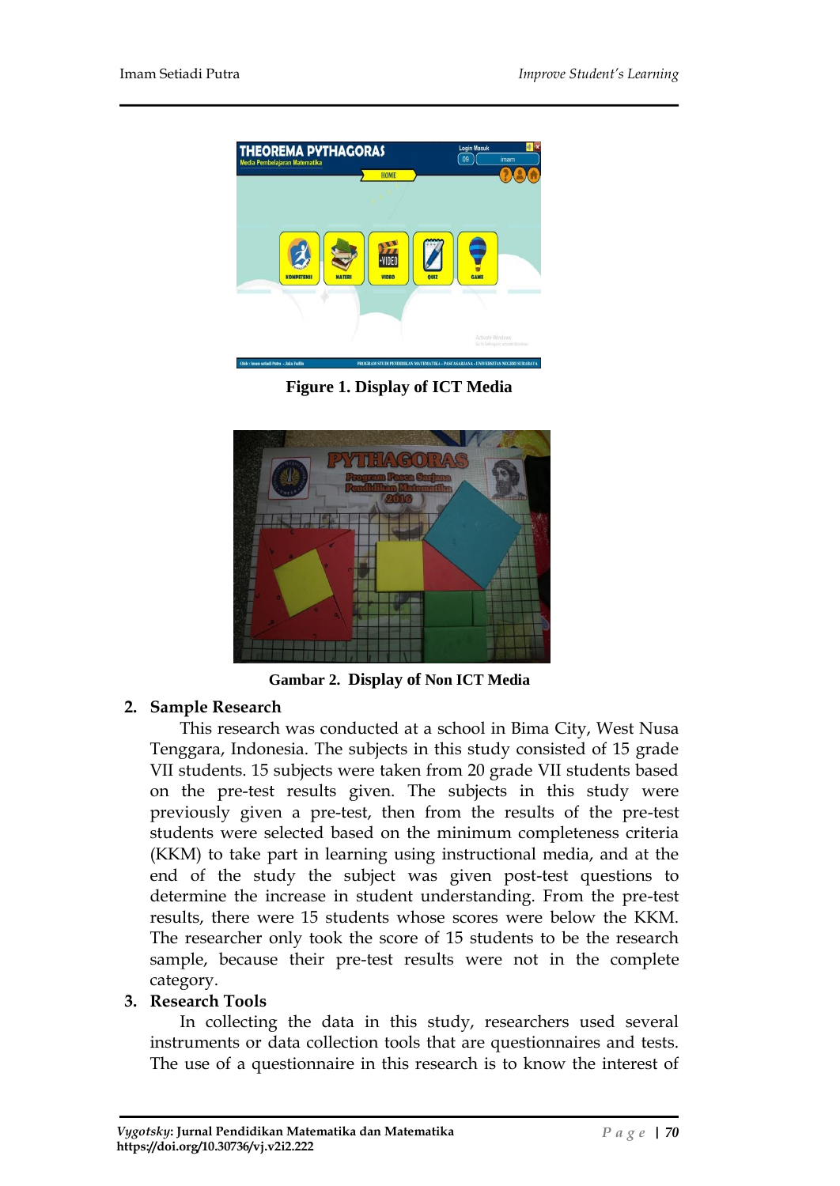**Figure 1. Display of ICT Media**

**Gambar 2. Display of Non ICT Media**

2. **Sample Research**

   This research was conducted at a school in Bima City, West Nusa Tenggara, Indonesia. The subjects in this study consisted of 15 grade VII students. 15 subjects were taken from 20 grade VII students based on the pre-test results given. The subjects in this study were previously given a pre-test, then from the results of the pre-test students were selected based on the minimum completeness criteria (KKM) to take part in learning using instructional media, and at the end of the study the subject was given post-test questions to determine the increase in student understanding. From the pre-test results, there were 15 students whose scores were below the KKM. The researcher only took the score of 15 students to be the research sample, because their pre-test results were not in the complete category.

3. **Research Tools**

   In collecting the data in this study, researchers used several instruments or data collection tools that are questionnaires and tests. The use of a questionnaire in this research is to know the interest of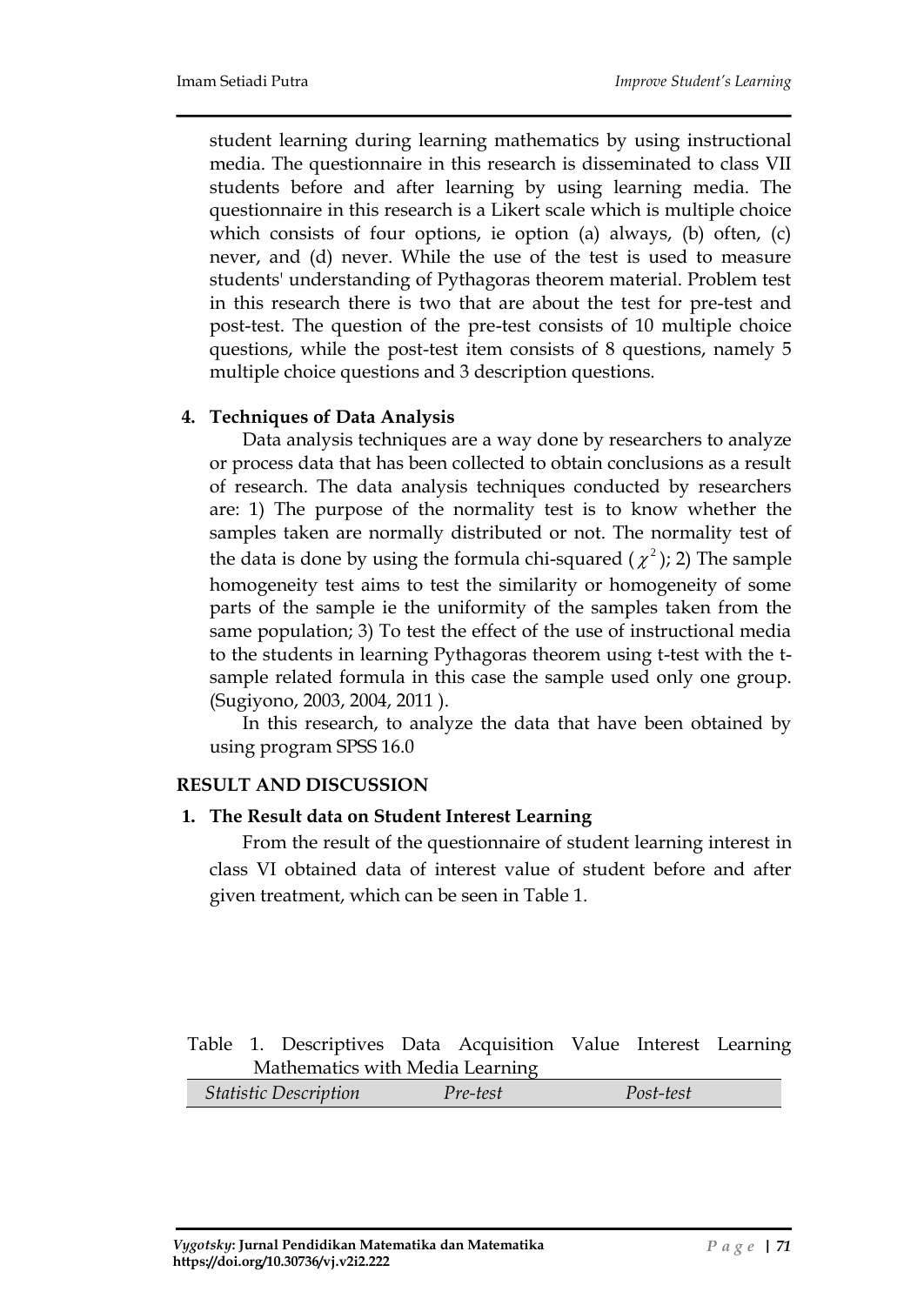student learning during learning mathematics by using instructional media. The questionnaire in this research is disseminated to class VII students before and after learning by using learning media. The questionnaire in this research is a Likert scale which is multiple choice which consists of four options, ie option (a) always, (b) often, (c) never, and (d) never. While the use of the test is used to measure students' understanding of Pythagoras theorem material. Problem test in this research there is two that are about the test for pre-test and post-test. The question of the pre-test consists of 10 multiple choice questions, while the post-test item consists of 8 questions, namely 5 multiple choice questions and 3 description questions.

**4. Techniques of Data Analysis**

Data analysis techniques are a way done by researchers to analyze or process data that has been collected to obtain conclusions as a result of research. The data analysis techniques conducted by researchers are: 1) The purpose of the normality test is to know whether the samples taken are normally distributed or not. The normality test of the data is done by using the formula chi-squared ($\chi^2$); 2) The sample homogeneity test aims to test the similarity or homogeneity of some parts of the sample ie the uniformity of the samples taken from the same population; 3) To test the effect of the use of instructional media to the students in learning Pythagoras theorem using t-test with the t-sample related formula in this case the sample used only one group. (Sugiyono, 2003, 2004, 2011 ).

In this research, to analyze the data that have been obtained by using program SPSS 16.0

## RESULT AND DISCUSSION

**1. The Result data on Student Interest Learning**

From the result of the questionnaire of student learning interest in class VI obtained data of interest value of student before and after given treatment, which can be seen in Table 1.

Table 1. Descriptives Data Acquisition Value Interest Learning Mathematics with Media Learning

| *Statistic Description* | *Pre-test* | *Post-test* |
| --- | --- | --- |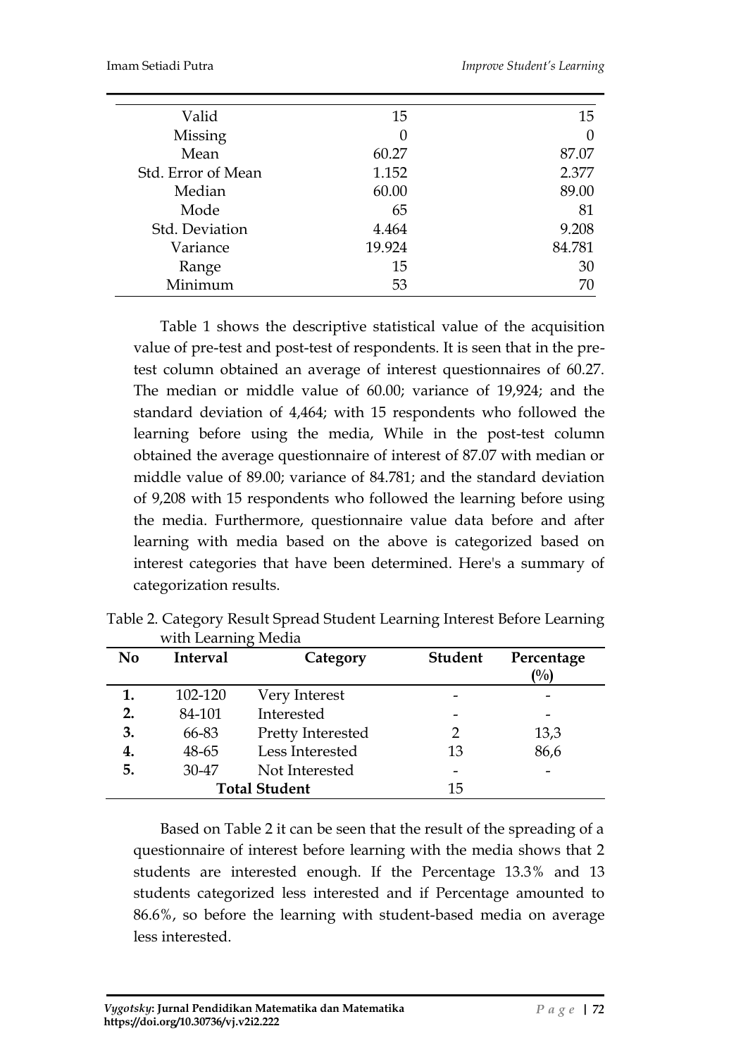| | | |
|---|---|---|
| Valid | 15 | 15 |
| Missing | 0 | 0 |
| Mean | 60.27 | 87.07 |
| Std. Error of Mean | 1.152 | 2.377 |
| Median | 60.00 | 89.00 |
| Mode | 65 | 81 |
| Std. Deviation | 4.464 | 9.208 |
| Variance | 19.924 | 84.781 |
| Range | 15 | 30 |
| Minimum | 53 | 70 |

Table 1 shows the descriptive statistical value of the acquisition value of pre-test and post-test of respondents. It is seen that in the pre-test column obtained an average of interest questionnaires of 60.27. The median or middle value of 60.00; variance of 19,924; and the standard deviation of 4,464; with 15 respondents who followed the learning before using the media, While in the post-test column obtained the average questionnaire of interest of 87.07 with median or middle value of 89.00; variance of 84.781; and the standard deviation of 9,208 with 15 respondents who followed the learning before using the media. Furthermore, questionnaire value data before and after learning with media based on the above is categorized based on interest categories that have been determined. Here's a summary of categorization results.

Table 2. Category Result Spread Student Learning Interest Before Learning with Learning Media

| No | Interval | Category | Student | Percentage (%) |
|---|---|---|---|---|
| **1.** | 102-120 | Very Interest | - | - |
| **2.** | 84-101 | Interested | - | - |
| **3.** | 66-83 | Pretty Interested | 2 | 13,3 |
| **4.** | 48-65 | Less Interested | 13 | 86,6 |
| **5.** | 30-47 | Not Interested | - | - |
| | **Total Student** | | 15 | |

Based on Table 2 it can be seen that the result of the spreading of a questionnaire of interest before learning with the media shows that 2 students are interested enough. If the Percentage 13.3% and 13 students categorized less interested and if Percentage amounted to 86.6%, so before the learning with student-based media on average less interested.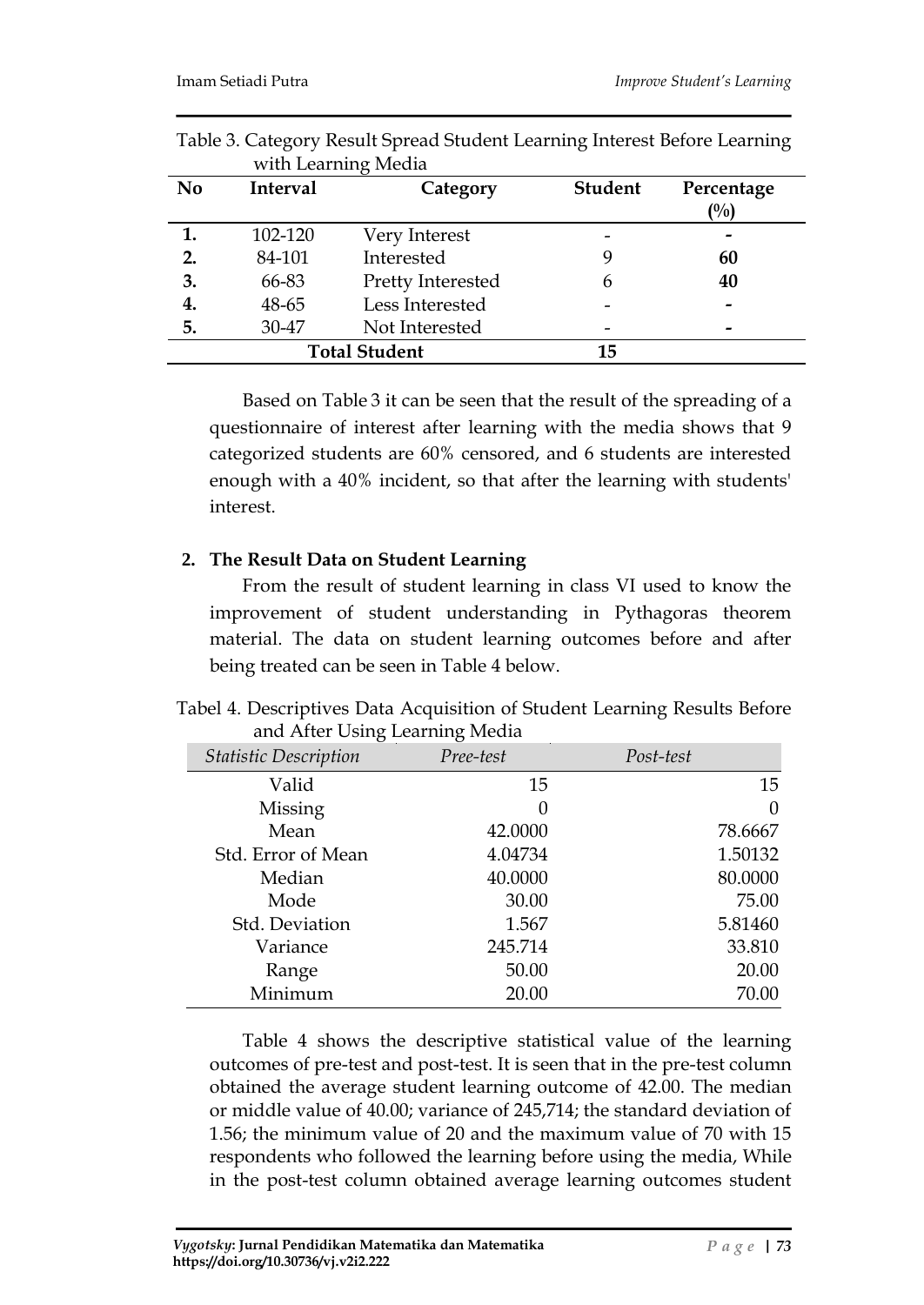Table 3. Category Result Spread Student Learning Interest Before Learning with Learning Media

| No | Interval | Category | Student | Percentage (%) |
|---|---|---|---|---|
| **1.** | 102-120 | Very Interest | - | **-** |
| **2.** | 84-101 | Interested | 9 | **60** |
| **3.** | 66-83 | Pretty Interested | 6 | **40** |
| **4.** | 48-65 | Less Interested | - | **-** |
| **5.** | 30-47 | Not Interested | - | **-** |
| | | **Total Student** | **15** | |

Based on Table 3 it can be seen that the result of the spreading of a questionnaire of interest after learning with the media shows that 9 categorized students are 60% censored, and 6 students are interested enough with a 40% incident, so that after the learning with students' interest.

**2. The Result Data on Student Learning**

From the result of student learning in class VI used to know the improvement of student understanding in Pythagoras theorem material. The data on student learning outcomes before and after being treated can be seen in Table 4 below.

Tabel 4. Descriptives Data Acquisition of Student Learning Results Before and After Using Learning Media

| *Statistic Description* | *Pree-test* | *Post-test* |
|---|---|---|
| Valid | 15 | 15 |
| Missing | 0 | 0 |
| Mean | 42.0000 | 78.6667 |
| Std. Error of Mean | 4.04734 | 1.50132 |
| Median | 40.0000 | 80.0000 |
| Mode | 30.00 | 75.00 |
| Std. Deviation | 1.567 | 5.81460 |
| Variance | 245.714 | 33.810 |
| Range | 50.00 | 20.00 |
| Minimum | 20.00 | 70.00 |

Table 4 shows the descriptive statistical value of the learning outcomes of pre-test and post-test. It is seen that in the pre-test column obtained the average student learning outcome of 42.00. The median or middle value of 40.00; variance of 245,714; the standard deviation of 1.56; the minimum value of 20 and the maximum value of 70 with 15 respondents who followed the learning before using the media, While in the post-test column obtained average learning outcomes student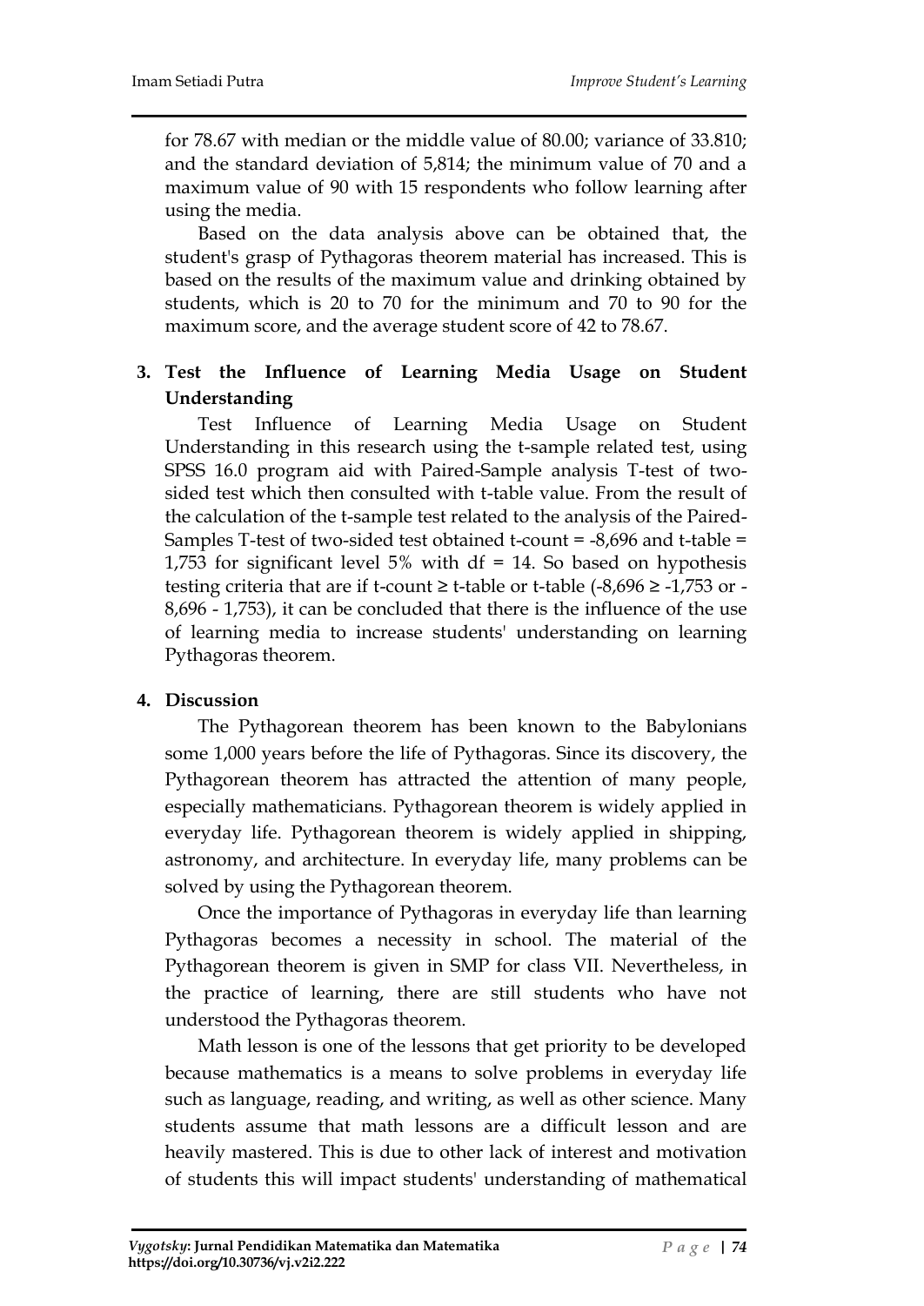for 78.67 with median or the middle value of 80.00; variance of 33.810; and the standard deviation of 5,814; the minimum value of 70 and a maximum value of 90 with 15 respondents who follow learning after using the media.

Based on the data analysis above can be obtained that, the student's grasp of Pythagoras theorem material has increased. This is based on the results of the maximum value and drinking obtained by students, which is 20 to 70 for the minimum and 70 to 90 for the maximum score, and the average student score of 42 to 78.67.

### 3. Test the Influence of Learning Media Usage on Student Understanding

Test Influence of Learning Media Usage on Student Understanding in this research using the t-sample related test, using SPSS 16.0 program aid with Paired-Sample analysis T-test of two-sided test which then consulted with t-table value. From the result of the calculation of the t-sample test related to the analysis of the Paired-Samples T-test of two-sided test obtained t-count = -8,696 and t-table = 1,753 for significant level 5% with df = 14. So based on hypothesis testing criteria that are if t-count ≥ t-table or t-table (-8,696 ≥ -1,753 or -8,696 - 1,753), it can be concluded that there is the influence of the use of learning media to increase students' understanding on learning Pythagoras theorem.

### 4. Discussion

The Pythagorean theorem has been known to the Babylonians some 1,000 years before the life of Pythagoras. Since its discovery, the Pythagorean theorem has attracted the attention of many people, especially mathematicians. Pythagorean theorem is widely applied in everyday life. Pythagorean theorem is widely applied in shipping, astronomy, and architecture. In everyday life, many problems can be solved by using the Pythagorean theorem.

Once the importance of Pythagoras in everyday life than learning Pythagoras becomes a necessity in school. The material of the Pythagorean theorem is given in SMP for class VII. Nevertheless, in the practice of learning, there are still students who have not understood the Pythagoras theorem.

Math lesson is one of the lessons that get priority to be developed because mathematics is a means to solve problems in everyday life such as language, reading, and writing, as well as other science. Many students assume that math lessons are a difficult lesson and are heavily mastered. This is due to other lack of interest and motivation of students this will impact students' understanding of mathematical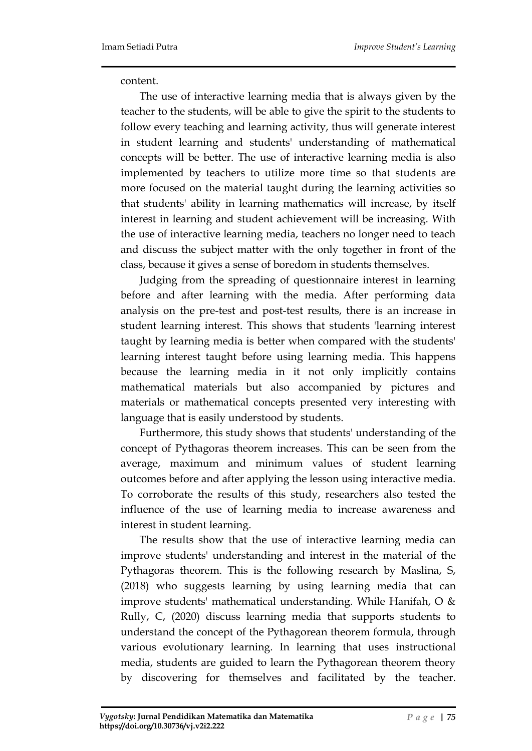content.

The use of interactive learning media that is always given by the teacher to the students, will be able to give the spirit to the students to follow every teaching and learning activity, thus will generate interest in student learning and students' understanding of mathematical concepts will be better. The use of interactive learning media is also implemented by teachers to utilize more time so that students are more focused on the material taught during the learning activities so that students' ability in learning mathematics will increase, by itself interest in learning and student achievement will be increasing. With the use of interactive learning media, teachers no longer need to teach and discuss the subject matter with the only together in front of the class, because it gives a sense of boredom in students themselves.

Judging from the spreading of questionnaire interest in learning before and after learning with the media. After performing data analysis on the pre-test and post-test results, there is an increase in student learning interest. This shows that students 'learning interest taught by learning media is better when compared with the students' learning interest taught before using learning media. This happens because the learning media in it not only implicitly contains mathematical materials but also accompanied by pictures and materials or mathematical concepts presented very interesting with language that is easily understood by students.

Furthermore, this study shows that students' understanding of the concept of Pythagoras theorem increases. This can be seen from the average, maximum and minimum values of student learning outcomes before and after applying the lesson using interactive media. To corroborate the results of this study, researchers also tested the influence of the use of learning media to increase awareness and interest in student learning.

The results show that the use of interactive learning media can improve students' understanding and interest in the material of the Pythagoras theorem. This is the following research by Maslina, S, (2018) who suggests learning by using learning media that can improve students' mathematical understanding. While Hanifah, O & Rully, C, (2020) discuss learning media that supports students to understand the concept of the Pythagorean theorem formula, through various evolutionary learning. In learning that uses instructional media, students are guided to learn the Pythagorean theorem theory by discovering for themselves and facilitated by the teacher.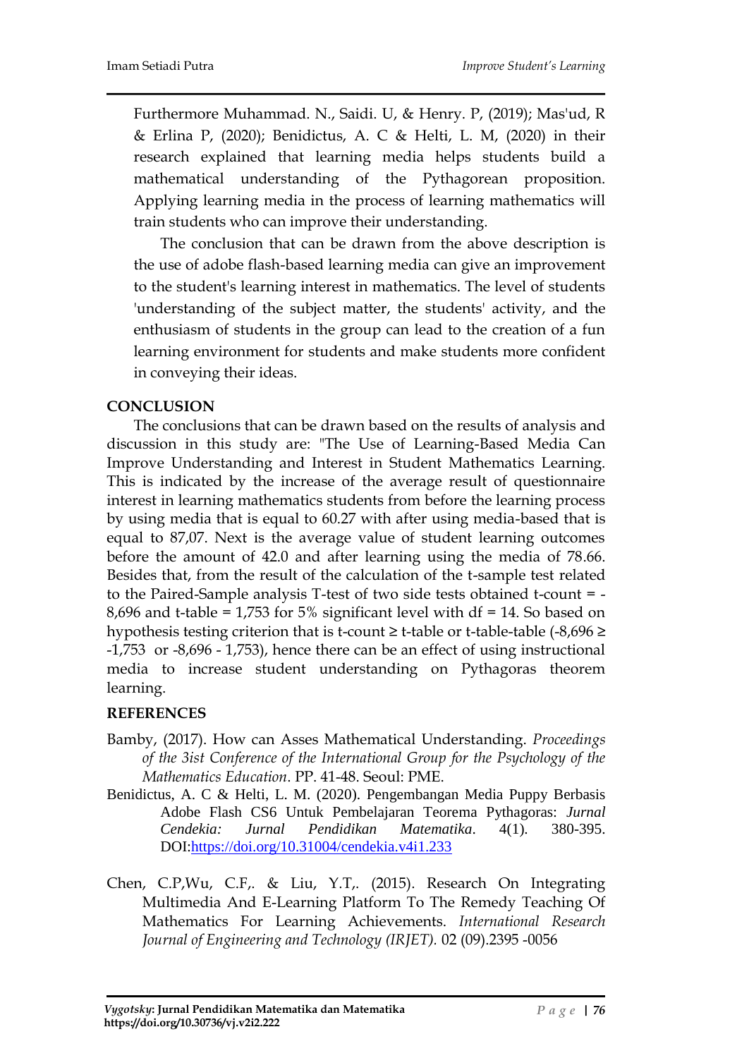Furthermore Muhammad. N., Saidi. U, & Henry. P, (2019); Mas'ud, R & Erlina P, (2020); Benidictus, A. C & Helti, L. M, (2020) in their research explained that learning media helps students build a mathematical understanding of the Pythagorean proposition. Applying learning media in the process of learning mathematics will train students who can improve their understanding.

The conclusion that can be drawn from the above description is the use of adobe flash-based learning media can give an improvement to the student's learning interest in mathematics. The level of students 'understanding of the subject matter, the students' activity, and the enthusiasm of students in the group can lead to the creation of a fun learning environment for students and make students more confident in conveying their ideas.

## CONCLUSION

The conclusions that can be drawn based on the results of analysis and discussion in this study are: "The Use of Learning-Based Media Can Improve Understanding and Interest in Student Mathematics Learning. This is indicated by the increase of the average result of questionnaire interest in learning mathematics students from before the learning process by using media that is equal to 60.27 with after using media-based that is equal to 87,07. Next is the average value of student learning outcomes before the amount of 42.0 and after learning using the media of 78.66. Besides that, from the result of the calculation of the t-sample test related to the Paired-Sample analysis T-test of two side tests obtained t-count = -8,696 and t-table = 1,753 for 5% significant level with df = 14. So based on hypothesis testing criterion that is t-count ≥ t-table or t-table-table (-8,696 ≥ -1,753 or -8,696 - 1,753), hence there can be an effect of using instructional media to increase student understanding on Pythagoras theorem learning.

## REFERENCES

Bamby, (2017). How can Asses Mathematical Understanding. *Proceedings of the 3ist Conference of the International Group for the Psychology of the Mathematics Education*. PP. 41-48. Seoul: PME.

Benidictus, A. C & Helti, L. M. (2020). Pengembangan Media Puppy Berbasis Adobe Flash CS6 Untuk Pembelajaran Teorema Pythagoras: *Jurnal Cendekia: Jurnal Pendidikan Matematika*. 4(1). 380-395. DOI:https://doi.org/10.31004/cendekia.v4i1.233

Chen, C.P,Wu, C.F,. & Liu, Y.T,. (2015). Research On Integrating Multimedia And E-Learning Platform To The Remedy Teaching Of Mathematics For Learning Achievements. *International Research Journal of Engineering and Technology (IRJET).* 02 (09).2395 -0056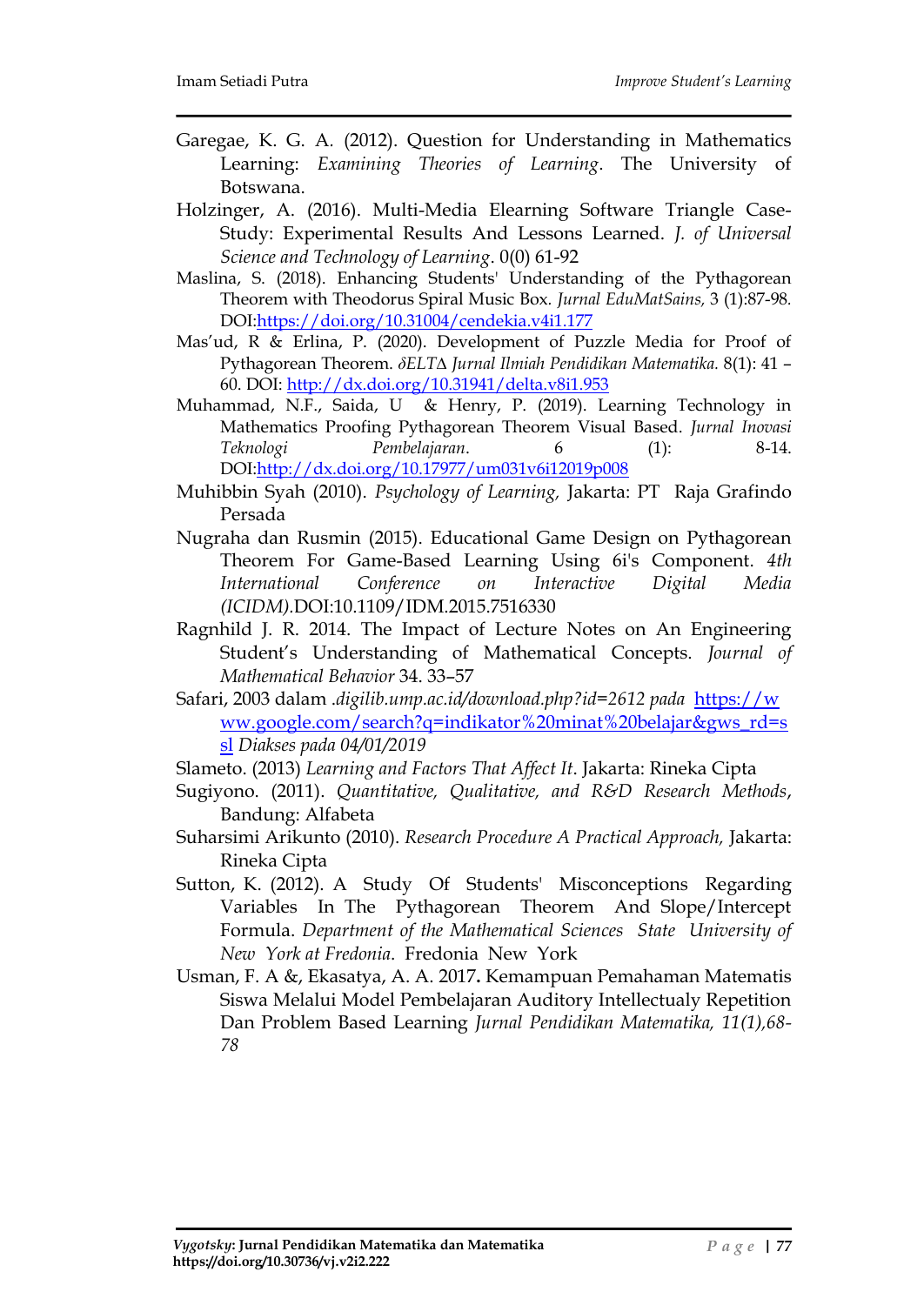Garegae, K. G. A. (2012). Question for Understanding in Mathematics Learning: *Examining Theories of Learning*. The University of Botswana.

Holzinger, A. (2016). Multi-Media Elearning Software Triangle Case-Study: Experimental Results And Lessons Learned. *J. of Universal Science and Technology of Learning*. 0(0) 61-92

Maslina, S. (2018). Enhancing Students' Understanding of the Pythagorean Theorem with Theodorus Spiral Music Box. *Jurnal EduMatSains,* 3 (1):87-98. DOI:https://doi.org/10.31004/cendekia.v4i1.177

Mas'ud, R & Erlina, P. (2020). Development of Puzzle Media for Proof of Pythagorean Theorem. *δELTΔ Jurnal Ilmiah Pendidikan Matematika.* 8(1): 41 – 60. DOI: http://dx.doi.org/10.31941/delta.v8i1.953

Muhammad, N.F., Saida, U & Henry, P. (2019). Learning Technology in Mathematics Proofing Pythagorean Theorem Visual Based. *Jurnal Inovasi Teknologi Pembelajaran*. 6 (1): 8-14. DOI:http://dx.doi.org/10.17977/um031v6i12019p008

Muhibbin Syah (2010). *Psychology of Learning,* Jakarta: PT Raja Grafindo Persada

Nugraha dan Rusmin (2015). Educational Game Design on Pythagorean Theorem For Game-Based Learning Using 6i's Component. *4th International Conference on Interactive Digital Media (ICIDM).*DOI:10.1109/IDM.2015.7516330

Ragnhild J. R. 2014. The Impact of Lecture Notes on An Engineering Student's Understanding of Mathematical Concepts. *Journal of Mathematical Behavior* 34. 33–57

Safari, 2003 dalam *.digilib.ump.ac.id/download.php?id=2612 pada* https://www.google.com/search?q=indikator%20minat%20belajar&gws_rd=ssl *Diakses pada 04/01/2019*

Slameto. (2013) *Learning and Factors That Affect It*. Jakarta: Rineka Cipta

Sugiyono. (2011). *Quantitative, Qualitative, and R&D Research Methods*, Bandung: Alfabeta

Suharsimi Arikunto (2010). *Research Procedure A Practical Approach,* Jakarta: Rineka Cipta

Sutton, K. (2012). A Study Of Students' Misconceptions Regarding Variables In The Pythagorean Theorem And Slope/Intercept Formula. *Department of the Mathematical Sciences State University of New York at Fredonia*. Fredonia New York

Usman, F. A &, Ekasatya, A. A. 2017**.** Kemampuan Pemahaman Matematis Siswa Melalui Model Pembelajaran Auditory Intellectualy Repetition Dan Problem Based Learning *Jurnal Pendidikan Matematika, 11(1),68-78*